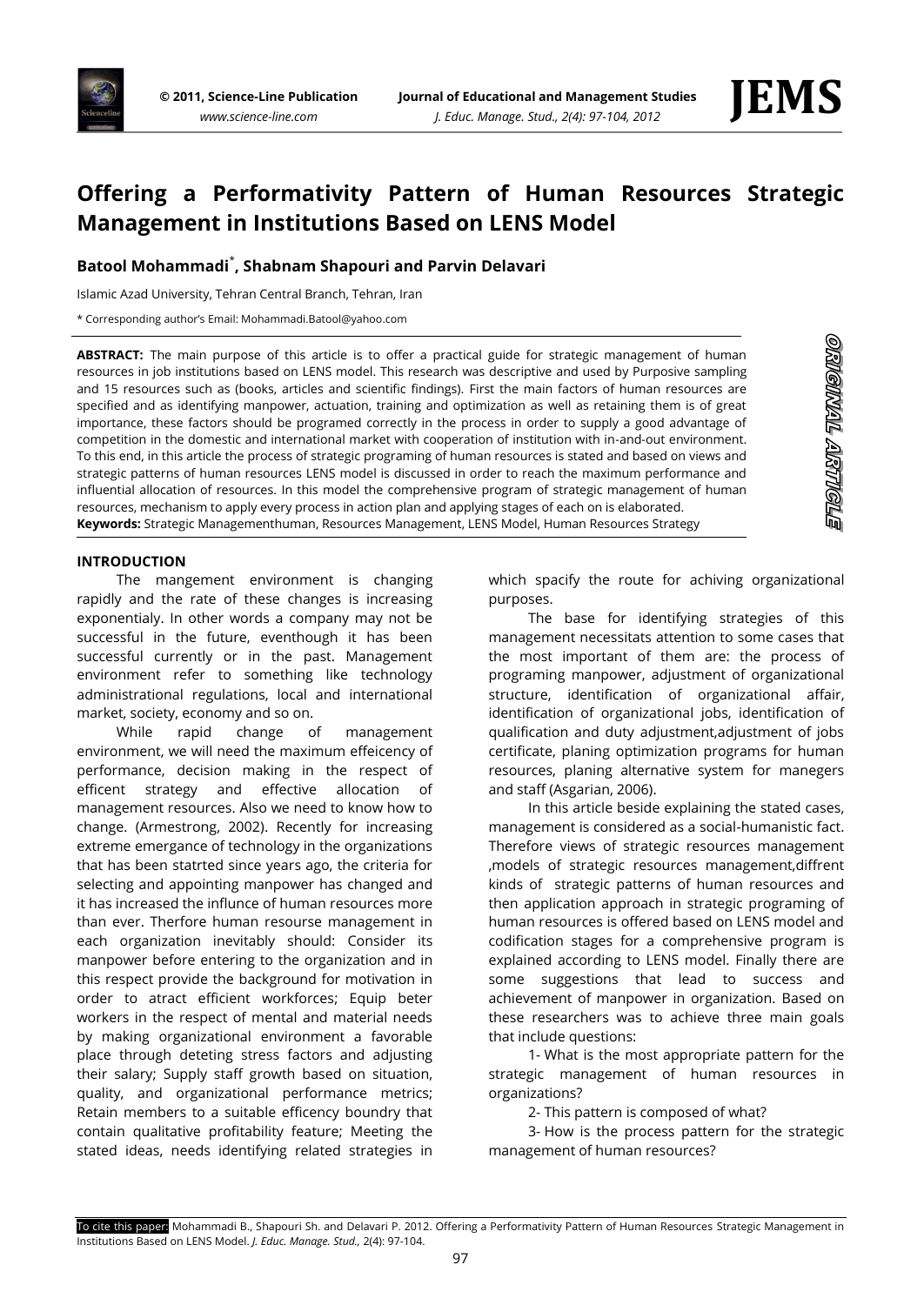# Offering a Performativity Pattern of Human Resources Strategic Management in Institutions Based on LENS Model

**Batool Mohammadi*, Shabnam Shapouri and Parvin Delavari**

Islamic Azad University, Tehran Central Branch, Tehran, Iran

* Corresponding author's Email: Mohammadi.Batool@yahoo.com

ORIGINAL ARTICLE

**ABSTRACT:** The main purpose of this article is to offer a practical guide for strategic management of human resources in job institutions based on LENS model. This research was descriptive and used by Purposive sampling and 15 resources such as (books, articles and scientific findings). First the main factors of human resources are specified and as identifying manpower, actuation, training and optimization as well as retaining them is of great importance, these factors should be programed correctly in the process in order to supply a good advantage of competition in the domestic and international market with cooperation of institution with in-and-out environment. To this end, in this article the process of strategic programing of human resources is stated and based on views and strategic patterns of human resources LENS model is discussed in order to reach the maximum performance and influential allocation of resources. In this model the comprehensive program of strategic management of human resources, mechanism to apply every process in action plan and applying stages of each on is elaborated.

**Keywords:** Strategic Managementhuman, Resources Management, LENS Model, Human Resources Strategy

## INTRODUCTION

The mangement environment is changing rapidly and the rate of these changes is increasing exponentialy. In other words a company may not be successful in the future, eventhough it has been successful currently or in the past. Management environment refer to something like technology administrational regulations, local and international market, society, economy and so on.

While rapid change of management environment, we will need the maximum effeicency of performance, decision making in the respect of efficent strategy and effective allocation of management resources. Also we need to know how to change. (Armestrong, 2002). Recently for increasing extreme emergance of technology in the organizations that has been statrted since years ago, the criteria for selecting and appointing manpower has changed and it has increased the influnce of human resources more than ever. Therfore human resourse management in each organization inevitably should: Consider its manpower before entering to the organization and in this respect provide the background for motivation in order to atract efficient workforces; Equip beter workers in the respect of mental and material needs by making organizational environment a favorable place through deteting stress factors and adjusting their salary; Supply staff growth based on situation, quality, and organizational performance metrics; Retain members to a suitable efficency boundry that contain qualitative profitability feature; Meeting the stated ideas, needs identifying related strategies in which spacify the route for achiving organizational purposes.

The base for identifying strategies of this management necessitats attention to some cases that the most important of them are: the process of programing manpower, adjustment of organizational structure, identification of organizational affair, identification of organizational jobs, identification of qualification and duty adjustment,adjustment of jobs certificate, planing optimization programs for human resources, planing alternative system for manegers and staff (Asgarian, 2006).

In this article beside explaining the stated cases, management is considered as a social-humanistic fact. Therefore views of strategic resources management ,models of strategic resources management,diffrent kinds of strategic patterns of human resources and then application approach in strategic programing of human resources is offered based on LENS model and codification stages for a comprehensive program is explained according to LENS model. Finally there are some suggestions that lead to success and achievement of manpower in organization. Based on these researchers was to achieve three main goals that include questions:

1- What is the most appropriate pattern for the strategic management of human resources in organizations?

2- This pattern is composed of what?

3- How is the process pattern for the strategic management of human resources?

To cite this paper: Mohammadi B., Shapouri Sh. and Delavari P. 2012. Offering a Performativity Pattern of Human Resources Strategic Management in Institutions Based on LENS Model. *J. Educ. Manage. Stud.,* 2(4): 97-104.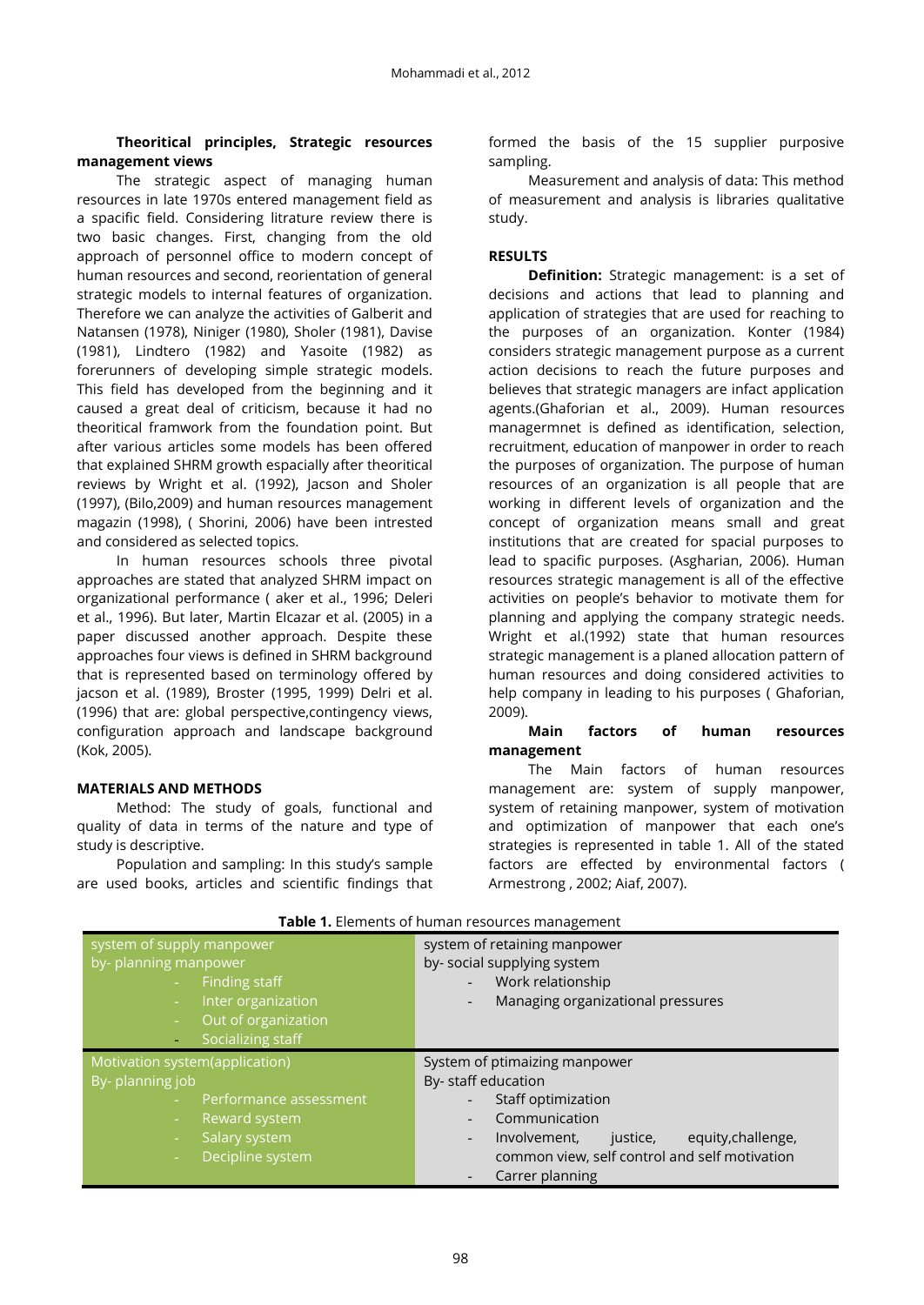### Theoritical principles, Strategic resources management views

The strategic aspect of managing human resources in late 1970s entered management field as a spacific field. Considering litrature review there is two basic changes. First, changing from the old approach of personnel office to modern concept of human resources and second, reorientation of general strategic models to internal features of organization. Therefore we can analyze the activities of Galberit and Natansen (1978), Niniger (1980), Sholer (1981), Davise (1981), Lindtero (1982) and Yasoite (1982) as forerunners of developing simple strategic models. This field has developed from the beginning and it caused a great deal of criticism, because it had no theoritical framwork from the foundation point. But after various articles some models has been offered that explained SHRM growth espacially after theoritical reviews by Wright et al. (1992), Jacson and Sholer (1997), (Bilo,2009) and human resources management magazin (1998), ( Shorini, 2006) have been intrested and considered as selected topics.

In human resources schools three pivotal approaches are stated that analyzed SHRM impact on organizational performance ( aker et al., 1996; Deleri et al., 1996). But later, Martin Elcazar et al. (2005) in a paper discussed another approach. Despite these approaches four views is defined in SHRM background that is represented based on terminology offered by jacson et al. (1989), Broster (1995, 1999) Delri et al. (1996) that are: global perspective,contingency views, configuration approach and landscape background (Kok, 2005).

### MATERIALS AND METHODS

Method: The study of goals, functional and quality of data in terms of the nature and type of study is descriptive.

Population and sampling: In this study's sample are used books, articles and scientific findings that formed the basis of the 15 supplier purposive sampling.

Measurement and analysis of data: This method of measurement and analysis is libraries qualitative study.

### RESULTS

**Definition:** Strategic management: is a set of decisions and actions that lead to planning and application of strategies that are used for reaching to the purposes of an organization. Konter (1984) considers strategic management purpose as a current action decisions to reach the future purposes and believes that strategic managers are infact application agents.(Ghaforian et al., 2009). Human resources managermnet is defined as identification, selection, recruitment, education of manpower in order to reach the purposes of organization. The purpose of human resources of an organization is all people that are working in different levels of organization and the concept of organization means small and great institutions that are created for spacial purposes to lead to spacific purposes. (Asgharian, 2006). Human resources strategic management is all of the effective activities on people's behavior to motivate them for planning and applying the company strategic needs. Wright et al.(1992) state that human resources strategic management is a planed allocation pattern of human resources and doing considered activities to help company in leading to his purposes ( Ghaforian, 2009).

**Main factors of human resources management**

The Main factors of human resources management are: system of supply manpower, system of retaining manpower, system of motivation and optimization of manpower that each one's strategies is represented in table 1. All of the stated factors are effected by environmental factors ( Armestrong , 2002; Aiaf, 2007).

**Table 1.** Elements of human resources management

| | |
|---|---|
| system of supply manpower<br>by- planning manpower<br>- Finding staff<br>- Inter organization<br>- Out of organization<br>- Socializing staff | system of retaining manpower<br>by- social supplying system<br>- Work relationship<br>- Managing organizational pressures |
| Motivation system(application)<br>By- planning job<br>- Performance assessment<br>- Reward system<br>- Salary system<br>- Decipline system | System of ptimaizing manpower<br>By- staff education<br>- Staff optimization<br>- Communication<br>- Involvement, justice, equity,challenge, common view, self control and self motivation<br>- Carrer planning |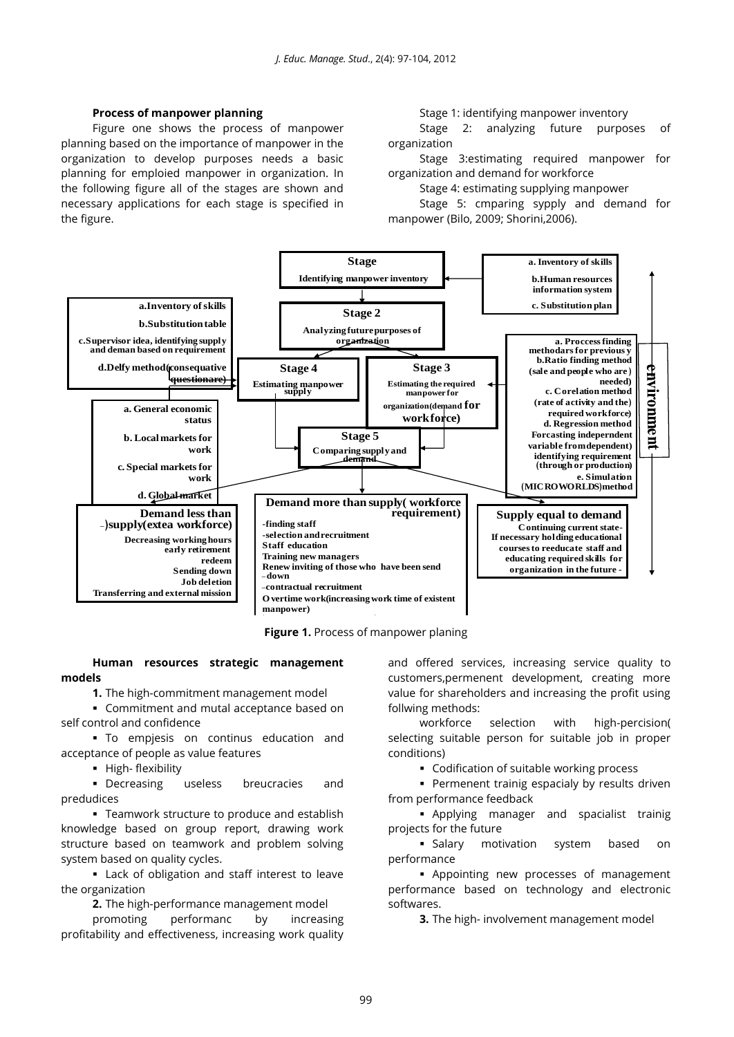**Process of manpower planning**

Figure one shows the process of manpower planning based on the importance of manpower in the organization to develop purposes needs a basic planning for emploied manpower in organization. In the following figure all of the stages are shown and necessary applications for each stage is specified in the figure.

Stage 1: identifying manpower inventory

Stage 2: analyzing future purposes of organization

Stage 3:estimating required manpower for organization and demand for workforce

Stage 4: estimating supplying manpower

Stage 5: cmparing sypply and demand for manpower (Bilo, 2009; Shorini,2006).

**Stage**
Identifying manpower inventory

a. Inventory of skills
b.Human resources information system
c. Substitution plan

**Stage 2**
Analyzing future purposes of organization

a.Inventory of skills
b.Substitution table
c.Supervisor idea, identifying supply and deman based on requirement
d.Delfy method(consequative questionare)

**Stage 4**
Estimating manpower supply

**Stage 3**
Estimating the required manpower for organization(demand for workforce)

a. Proccess finding methodars for previous y
b.Ratio finding method (sale and people who are ) needed)
c. Corelation method (rate of activity and the) required workforce)
d. Regression method Forcasting indeperndent variable from dependent) identifying requirement (through or production)
e. Simulation (MICROWORLDS)method

enviromment

a. General economic status
b. Local markets for work
c. Special markets for work
d. Global market

**Stage 5**
Comparing supply and demand

**Demand less than –)supply(extea workforce)**
Decreasing working hours
early retirement
redeem
Sending down
Job deletion
Transferring and external mission

**Demand more than supply( workforce requirement)**
-finding staff
-selection and recruitment
Staff education
Training new managers
Renew inviting of those who have been send –down
–contractual recruitment
Overtime work(increasing work time of existent manpower)

**Supply equal to demand**
Continuing current state-
If necessary holding educational courses to reeducate staff and educating required skills for organization in the future -

**Figure 1.** Process of manpower planing

**Human resources strategic management models**

**1.** The high-commitment management model

- Commitment and mutal acceptance based on self control and confidence
- To empjesis on continus education and acceptance of people as value features
- High- flexibility
- Decreasing useless breucracies and predudices
- Teamwork structure to produce and establish knowledge based on group report, drawing work structure based on teamwork and problem solving system based on quality cycles.
- Lack of obligation and staff interest to leave the organization

**2.** The high-performance management model

promoting performanc by increasing profitability and effectiveness, increasing work quality and offered services, increasing service quality to customers,permenent development, creating more value for shareholders and increasing the profit using follwing methods:

workforce selection with high-percision( selecting suitable person for suitable job in proper conditions)

- Codification of suitable working process
- Permenent trainig espacialy by results driven from performance feedback
- Applying manager and spacialist trainig projects for the future
- Salary motivation system based on performance
- Appointing new processes of management performance based on technology and electronic softwares.

**3.** The high- involvement management model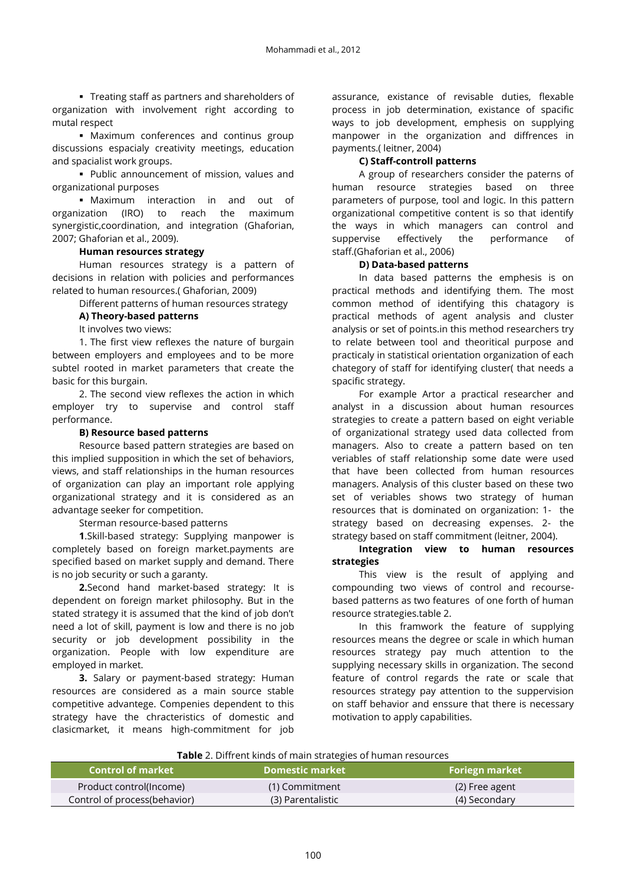- Treating staff as partners and shareholders of organization with involvement right according to mutal respect
- Maximum conferences and continus group discussions espacialy creativity meetings, education and spacialist work groups.
- Public announcement of mission, values and organizational purposes
- Maximum interaction in and out of organization (IRO) to reach the maximum synergistic,coordination, and integration (Ghaforian, 2007; Ghaforian et al., 2009).

**Human resources strategy**

Human resources strategy is a pattern of decisions in relation with policies and performances related to human resources.( Ghaforian, 2009)

Different patterns of human resources strategy

**A) Theory-based patterns**

It involves two views:

1. The first view reflexes the nature of burgain between employers and employees and to be more subtel rooted in market parameters that create the basic for this burgain.

2. The second view reflexes the action in which employer try to supervise and control staff performance.

**B) Resource based patterns**

Resource based pattern strategies are based on this implied supposition in which the set of behaviors, views, and staff relationships in the human resources of organization can play an important role applying organizational strategy and it is considered as an advantage seeker for competition.

Sterman resource-based patterns

**1**.Skill-based strategy: Supplying manpower is completely based on foreign market.payments are specified based on market supply and demand. There is no job security or such a garanty.

**2.**Second hand market-based strategy: It is dependent on foreign market philosophy. But in the stated strategy it is assumed that the kind of job don't need a lot of skill, payment is low and there is no job security or job development possibility in the organization. People with low expenditure are employed in market.

**3.** Salary or payment-based strategy: Human resources are considered as a main source stable competitive advantege. Compenies dependent to this strategy have the chracteristics of domestic and clasicmarket, it means high-commitment for job assurance, existance of revisable duties, flexable process in job determination, existance of spacific ways to job development, emphesis on supplying manpower in the organization and diffrences in payments.( leitner, 2004)

**C) Staff-controll patterns**

A group of researchers consider the paterns of human resource strategies based on three parameters of purpose, tool and logic. In this pattern organizational competitive content is so that identify the ways in which managers can control and suppervise effectively the performance of staff.(Ghaforian et al., 2006)

**D) Data-based patterns**

In data based patterns the emphesis is on practical methods and identifying them. The most common method of identifying this chatagory is practical methods of agent analysis and cluster analysis or set of points.in this method researchers try to relate between tool and theoritical purpose and practicaly in statistical orientation organization of each chategory of staff for identifying cluster( that needs a spacific strategy.

For example Artor a practical researcher and analyst in a discussion about human resources strategies to create a pattern based on eight veriable of organizational strategy used data collected from managers. Also to create a pattern based on ten veriables of staff relationship some date were used that have been collected from human resources managers. Analysis of this cluster based on these two set of veriables shows two strategy of human resources that is dominated on organization: 1- the strategy based on decreasing expenses. 2- the strategy based on staff commitment (leitner, 2004).

**Integration view to human resources strategies**

This view is the result of applying and compounding two views of control and recourse-based patterns as two features of one forth of human resource strategies.table 2.

In this framwork the feature of supplying resources means the degree or scale in which human resources strategy pay much attention to the supplying necessary skills in organization. The second feature of control regards the rate or scale that resources strategy pay attention to the suppervision on staff behavior and enssure that there is necessary motivation to apply capabilities.

**Table** 2. Diffrent kinds of main strategies of human resources

| Control of market | Domestic market | Foriegn market |
|---|---|---|
| Product control(Income) | (1) Commitment | (2) Free agent |
| Control of process(behavior) | (3) Parentalistic | (4) Secondary |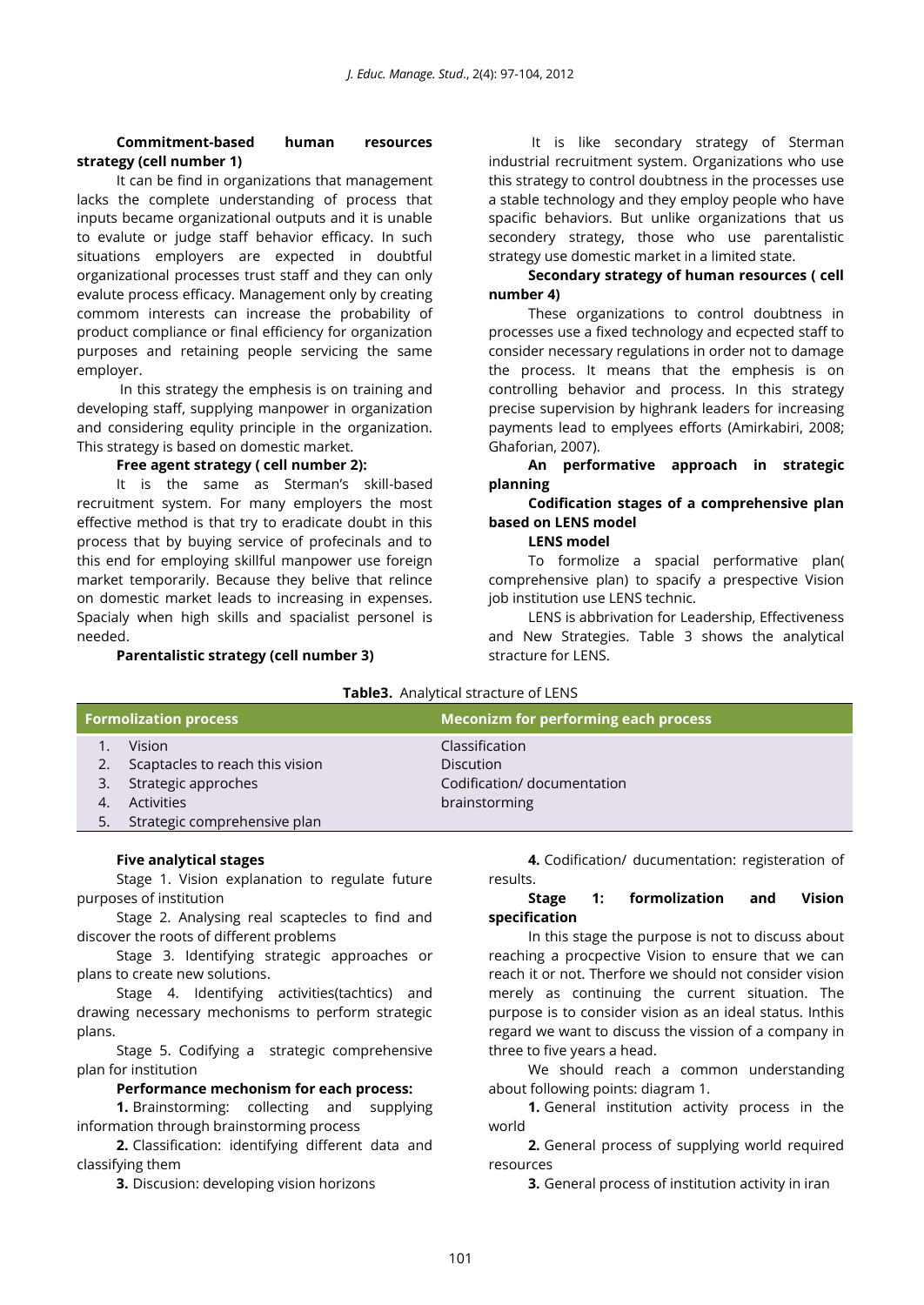**Commitment-based human resources strategy (cell number 1)**

It can be find in organizations that management lacks the complete understanding of process that inputs became organizational outputs and it is unable to evalute or judge staff behavior efficacy. In such situations employers are expected in doubtful organizational processes trust staff and they can only evalute process efficacy. Management only by creating commom interests can increase the probability of product compliance or final efficiency for organization purposes and retaining people servicing the same employer.

In this strategy the emphesis is on training and developing staff, supplying manpower in organization and considering equlity principle in the organization. This strategy is based on domestic market.

**Free agent strategy ( cell number 2):**

It is the same as Sterman's skill-based recruitment system. For many employers the most effective method is that try to eradicate doubt in this process that by buying service of profecinals and to this end for employing skillful manpower use foreign market temporarily. Because they belive that relince on domestic market leads to increasing in expenses. Spacialy when high skills and spacialist personel is needed.

**Parentalistic strategy (cell number 3)**

It is like secondary strategy of Sterman industrial recruitment system. Organizations who use this strategy to control doubtness in the processes use a stable technology and they employ people who have spacific behaviors. But unlike organizations that us secondery strategy, those who use parentalistic strategy use domestic market in a limited state.

**Secondary strategy of human resources ( cell number 4)**

These organizations to control doubtness in processes use a fixed technology and ecpected staff to consider necessary regulations in order not to damage the process. It means that the emphesis is on controlling behavior and process. In this strategy precise supervision by highrank leaders for increasing payments lead to emplyees efforts (Amirkabiri, 2008; Ghaforian, 2007).

**An performative approach in strategic planning**

**Codification stages of a comprehensive plan based on LENS model**

**LENS model**

To formolize a spacial performative plan( comprehensive plan) to spacify a prespective Vision job institution use LENS technic.

LENS is abbrivation for Leadership, Effectiveness and New Strategies. Table 3 shows the analytical structure for LENS.

**Table3.** Analytical structure of LENS

| Formolization process | Meconizm for performing each process |
|---|---|
| 1. Vision | Classification |
| 2. Scaptacles to reach this vision | Discution |
| 3. Strategic approches | Codification/ documentation |
| 4. Activities | brainstorming |
| 5. Strategic comprehensive plan | |

**Five analytical stages**

Stage 1. Vision explanation to regulate future purposes of institution

Stage 2. Analysing real scaptecles to find and discover the roots of different problems

Stage 3. Identifying strategic approaches or plans to create new solutions.

Stage 4. Identifying activities(tachtics) and drawing necessary mechonisms to perform strategic plans.

Stage 5. Codifying a strategic comprehensive plan for institution

**Performance mechonism for each process:**

**1.** Brainstorming: collecting and supplying information through brainstorming process

**2.** Classification: identifying different data and classifying them

**3.** Discusion: developing vision horizons

**4.** Codification/ ducumentation: registeration of results.

**Stage 1: formolization and Vision specification**

In this stage the purpose is not to discuss about reaching a procpective Vision to ensure that we can reach it or not. Therfore we should not consider vision merely as continuing the current situation. The purpose is to consider vision as an ideal status. Inthis regard we want to discuss the vission of a company in three to five years a head.

We should reach a common understanding about following points: diagram 1.

**1.** General institution activity process in the world

**2.** General process of supplying world required resources

**3.** General process of institution activity in iran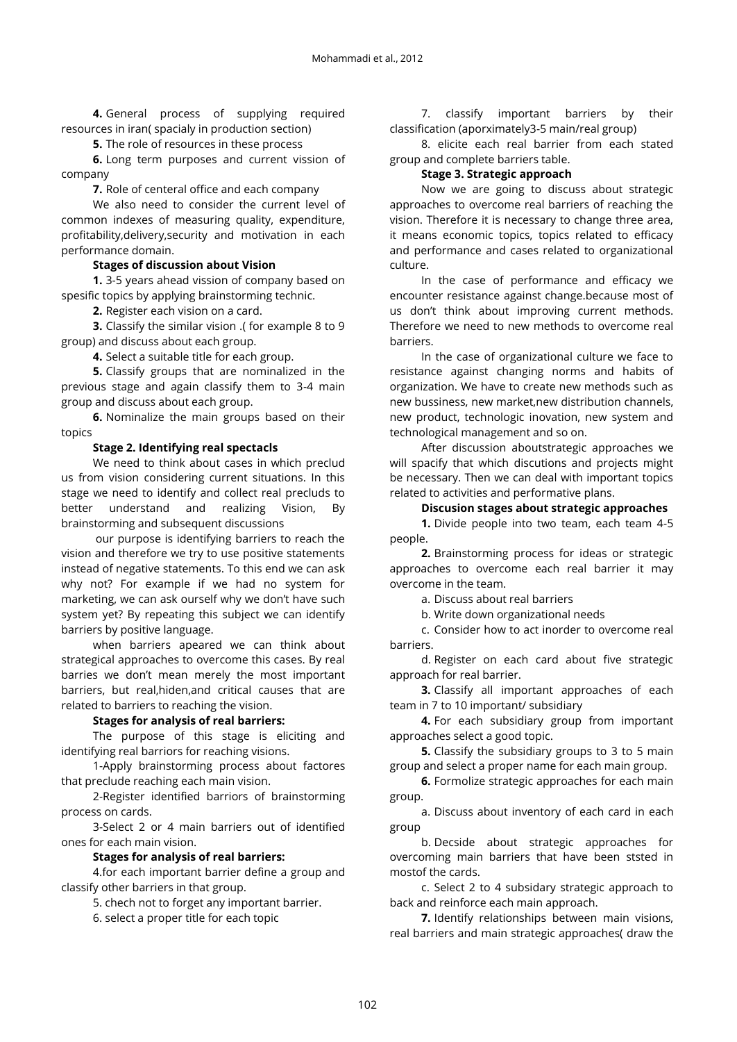**4.** General process of supplying required resources in iran( spacialy in production section)

**5.** The role of resources in these process

**6.** Long term purposes and current vission of company

**7.** Role of centeral office and each company

We also need to consider the current level of common indexes of measuring quality, expenditure, profitability,delivery,security and motivation in each performance domain.

**Stages of discussion about Vision**

**1.** 3-5 years ahead vission of company based on spesific topics by applying brainstorming technic.

**2.** Register each vision on a card.

**3.** Classify the similar vision .( for example 8 to 9 group) and discuss about each group.

**4.** Select a suitable title for each group.

**5.** Classify groups that are nominalized in the previous stage and again classify them to 3-4 main group and discuss about each group.

**6.** Nominalize the main groups based on their topics

**Stage 2. Identifying real spectacls**

We need to think about cases in which preclud us from vision considering current situations. In this stage we need to identify and collect real precluds to better understand and realizing Vision, By brainstorming and subsequent discussions

our purpose is identifying barriers to reach the vision and therefore we try to use positive statements instead of negative statements. To this end we can ask why not? For example if we had no system for marketing, we can ask ourself why we don't have such system yet? By repeating this subject we can identify barriers by positive language.

when barriers apeared we can think about strategical approaches to overcome this cases. By real barries we don't mean merely the most important barriers, but real,hiden,and critical causes that are related to barriers to reaching the vision.

**Stages for analysis of real barriers:**

The purpose of this stage is eliciting and identifying real barriors for reaching visions.

1-Apply brainstorming process about factores that preclude reaching each main vision.

2-Register identified barriors of brainstorming process on cards.

3-Select 2 or 4 main barriers out of identified ones for each main vision.

**Stages for analysis of real barriers:**

4.for each important barrier define a group and classify other barriers in that group.

5. chech not to forget any important barrier.

6. select a proper title for each topic

7. classify important barriers by their classification (aporximately3-5 main/real group)

8. elicite each real barrier from each stated group and complete barriers table.

**Stage 3. Strategic approach**

Now we are going to discuss about strategic approaches to overcome real barriers of reaching the vision. Therefore it is necessary to change three area, it means economic topics, topics related to efficacy and performance and cases related to organizational culture.

In the case of performance and efficacy we encounter resistance against change.because most of us don't think about improving current methods. Therefore we need to new methods to overcome real barriers.

In the case of organizational culture we face to resistance against changing norms and habits of organization. We have to create new methods such as new bussiness, new market,new distribution channels, new product, technologic inovation, new system and technological management and so on.

After discussion aboutstrategic approaches we will spacify that which discutions and projects might be necessary. Then we can deal with important topics related to activities and performative plans.

**Discusion stages about strategic approaches**

**1.** Divide people into two team, each team 4-5 people.

**2.** Brainstorming process for ideas or strategic approaches to overcome each real barrier it may overcome in the team.

a. Discuss about real barriers

b. Write down organizational needs

c. Consider how to act inorder to overcome real barriers.

d. Register on each card about five strategic approach for real barrier.

**3.** Classify all important approaches of each team in 7 to 10 important/ subsidiary

**4.** For each subsidiary group from important approaches select a good topic.

**5.** Classify the subsidiary groups to 3 to 5 main group and select a proper name for each main group.

**6.** Formolize strategic approaches for each main group.

a. Discuss about inventory of each card in each group

b. Decside about strategic approaches for overcoming main barriers that have been ststed in mostof the cards.

c. Select 2 to 4 subsidary strategic approach to back and reinforce each main approach.

**7.** Identify relationships between main visions, real barriers and main strategic approaches( draw the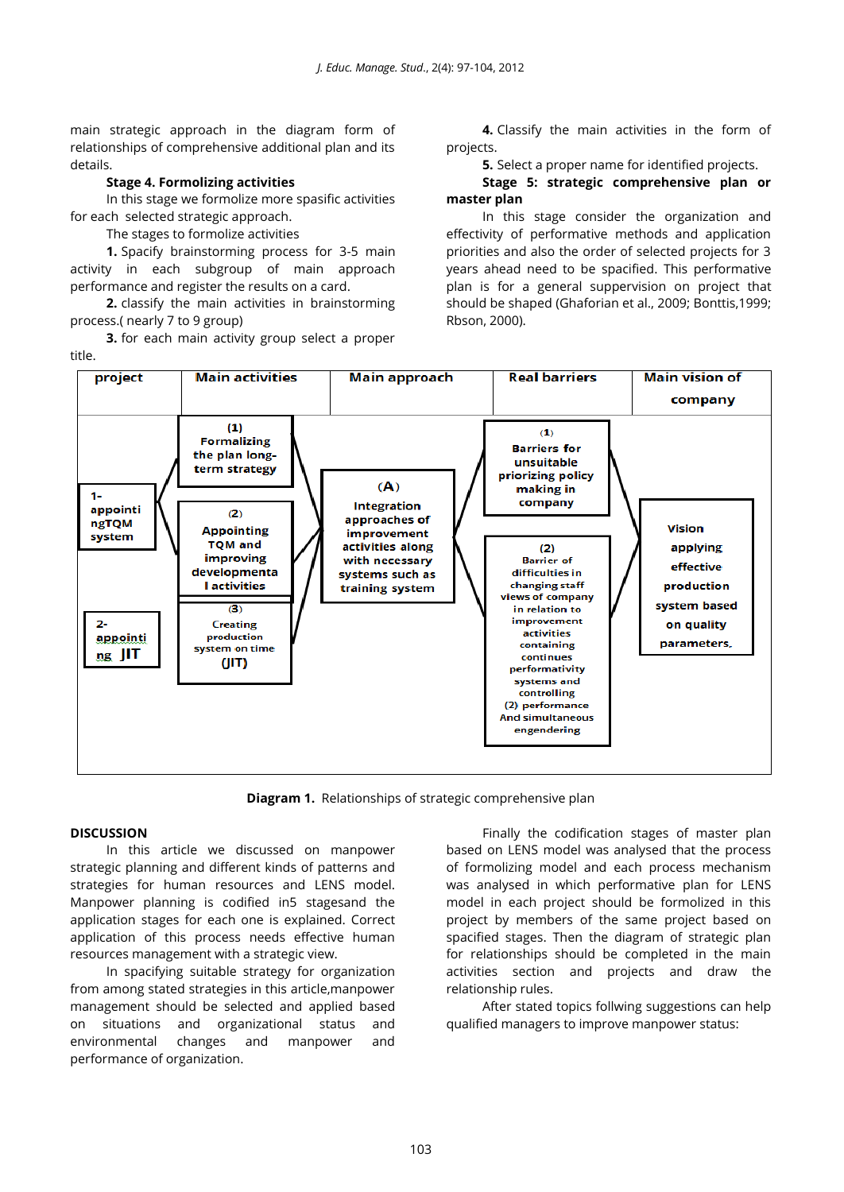main strategic approach in the diagram form of relationships of comprehensive additional plan and its details.

**Stage 4. Formolizing activities**

In this stage we formolize more spasific activities for each selected strategic approach.

The stages to formolize activities

**1.** Spacify brainstorming process for 3-5 main activity in each subgroup of main approach performance and register the results on a card.

**2.** classify the main activities in brainstorming process.( nearly 7 to 9 group)

**3.** for each main activity group select a proper title.

**4.** Classify the main activities in the form of projects.

**5.** Select a proper name for identified projects.

**Stage 5: strategic comprehensive plan or master plan**

In this stage consider the organization and effectivity of performative methods and application priorities and also the order of selected projects for 3 years ahead need to be spacified. This performative plan is for a general suppervision on project that should be shaped (Ghaforian et al., 2009; Bonttis,1999; Rbson, 2000).

| project | Main activities | Main approach | Real barriers | Main vision of company |
|---|---|---|---|---|
| 1- appointingTQM system | (1) Formalizing the plan long-term strategy | (A) Integration approaches of improvement activities along with necessary systems such as training system | (1) Barriers for unsuitable priorizing policy making in company | Vision applying effective production system based on quality parameters. |
| | (2) Appointing TQM and improving developmental activities | | (2) Barrier of difficulties in changing staff views of company in relation to improvement activities containing continues performativity systems and controlling (2) performance And simultaneous engendering | |
| 2- appointing JIT | (3) Creating production system on time (JIT) | | | |

**Diagram 1.** Relationships of strategic comprehensive plan

## DISCUSSION

In this article we discussed on manpower strategic planning and different kinds of patterns and strategies for human resources and LENS model. Manpower planning is codified in5 stagesand the application stages for each one is explained. Correct application of this process needs effective human resources management with a strategic view.

In spacifying suitable strategy for organization from among stated strategies in this article,manpower management should be selected and applied based on situations and organizational status and environmental changes and manpower and performance of organization.

Finally the codification stages of master plan based on LENS model was analysed that the process of formolizing model and each process mechanism was analysed in which performative plan for LENS model in each project should be formolized in this project by members of the same project based on spacified stages. Then the diagram of strategic plan for relationships should be completed in the main activities section and projects and draw the relationship rules.

After stated topics follwing suggestions can help qualified managers to improve manpower status: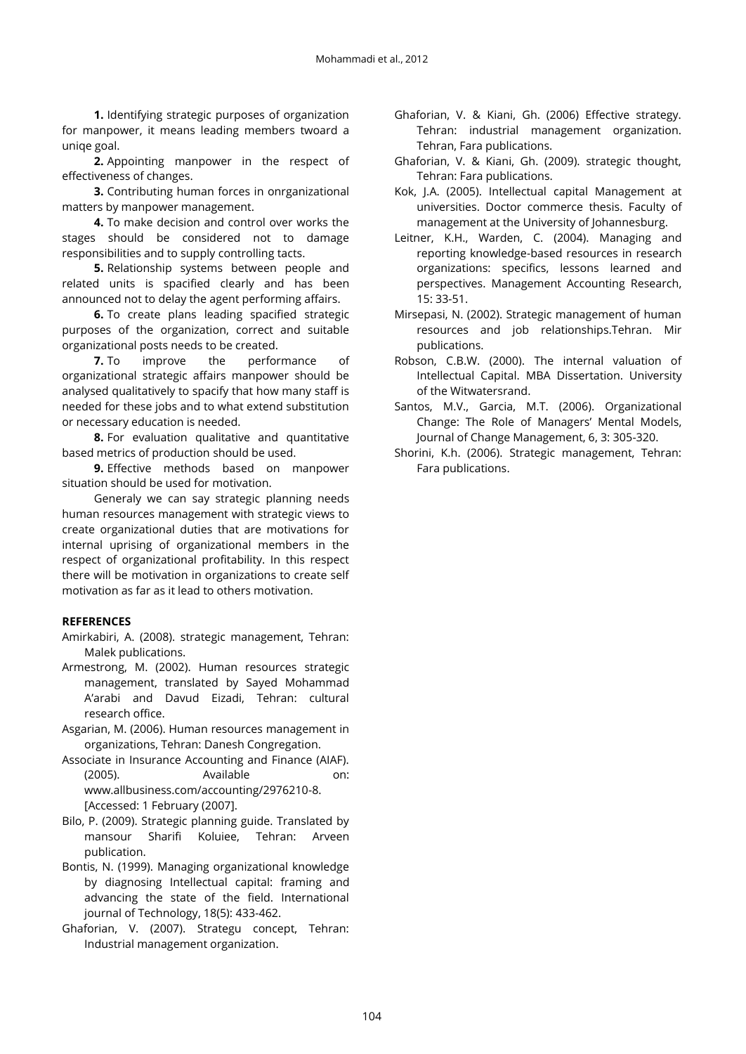**1.** Identifying strategic purposes of organization for manpower, it means leading members twoard a uniqe goal.

**2.** Appointing manpower in the respect of effectiveness of changes.

**3.** Contributing human forces in onrganizational matters by manpower management.

**4.** To make decision and control over works the stages should be considered not to damage responsibilities and to supply controlling tacts.

**5.** Relationship systems between people and related units is spacified clearly and has been announced not to delay the agent performing affairs.

**6.** To create plans leading spacified strategic purposes of the organization, correct and suitable organizational posts needs to be created.

**7.** To improve the performance of organizational strategic affairs manpower should be analysed qualitatively to spacify that how many staff is needed for these jobs and to what extend substitution or necessary education is needed.

**8.** For evaluation qualitative and quantitative based metrics of production should be used.

**9.** Effective methods based on manpower situation should be used for motivation.

Generaly we can say strategic planning needs human resources management with strategic views to create organizational duties that are motivations for internal uprising of organizational members in the respect of organizational profitability. In this respect there will be motivation in organizations to create self motivation as far as it lead to others motivation.

**REFERENCES**

Amirkabiri, A. (2008). strategic management, Tehran: Malek publications.

Armestrong, M. (2002). Human resources strategic management, translated by Sayed Mohammad A'arabi and Davud Eizadi, Tehran: cultural research office.

Asgarian, M. (2006). Human resources management in organizations, Tehran: Danesh Congregation.

Associate in Insurance Accounting and Finance (AIAF). (2005). Available on: www.allbusiness.com/accounting/2976210-8. [Accessed: 1 February (2007].

Bilo, P. (2009). Strategic planning guide. Translated by mansour Sharifi Koluiee, Tehran: Arveen publication.

Bontis, N. (1999). Managing organizational knowledge by diagnosing Intellectual capital: framing and advancing the state of the field. International journal of Technology, 18(5): 433-462.

Ghaforian, V. (2007). Strategu concept, Tehran: Industrial management organization.

Ghaforian, V. & Kiani, Gh. (2006) Effective strategy. Tehran: industrial management organization. Tehran, Fara publications.

Ghaforian, V. & Kiani, Gh. (2009). strategic thought, Tehran: Fara publications.

Kok, J.A. (2005). Intellectual capital Management at universities. Doctor commerce thesis. Faculty of management at the University of Johannesburg.

Leitner, K.H., Warden, C. (2004). Managing and reporting knowledge-based resources in research organizations: specifics, lessons learned and perspectives. Management Accounting Research, 15: 33-51.

Mirsepasi, N. (2002). Strategic management of human resources and job relationships.Tehran. Mir publications.

Robson, C.B.W. (2000). The internal valuation of Intellectual Capital. MBA Dissertation. University of the Witwatersrand.

Santos, M.V., Garcia, M.T. (2006). Organizational Change: The Role of Managers' Mental Models, Journal of Change Management, 6, 3: 305-320.

Shorini, K.h. (2006). Strategic management, Tehran: Fara publications.